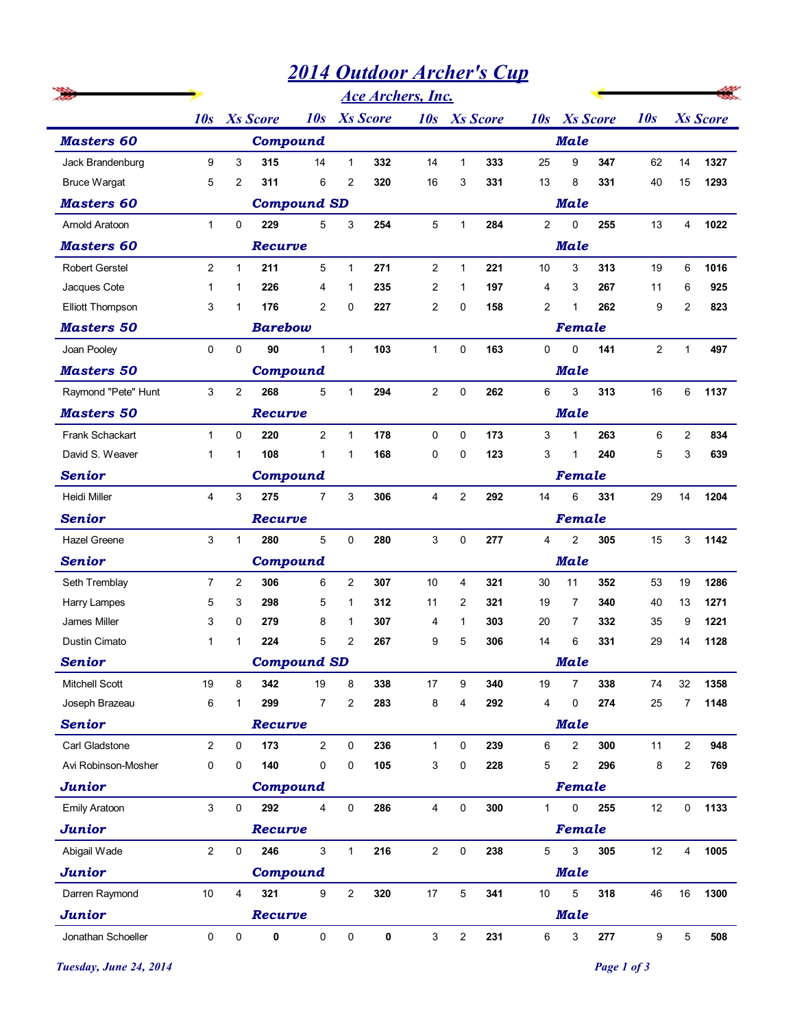# 2014 Outdoor Archer's Cup

## Ace Archers, Inc.

| | 10s | Xs | Score | 10s | Xs | Score | 10s | Xs | Score | 10s | Xs | Score | 10s | Xs | Score |
|---|---|---|---|---|---|---|---|---|---|---|---|---|---|---|---|
| ***Masters 60*** | | | ***Compound*** | | | | | | | ***Male*** | | | | | |
| Jack Brandenburg | 9 | 3 | **315** | 14 | 1 | **332** | 14 | 1 | **333** | 25 | 9 | **347** | 62 | 14 | **1327** |
| Bruce Wargat | 5 | 2 | **311** | 6 | 2 | **320** | 16 | 3 | **331** | 13 | 8 | **331** | 40 | 15 | **1293** |
| ***Masters 60*** | | | ***Compound SD*** | | | | | | | ***Male*** | | | | | |
| Arnold Aratoon | 1 | 0 | **229** | 5 | 3 | **254** | 5 | 1 | **284** | 2 | 0 | **255** | 13 | 4 | **1022** |
| ***Masters 60*** | | | ***Recurve*** | | | | | | | ***Male*** | | | | | |
| Robert Gerstel | 2 | 1 | **211** | 5 | 1 | **271** | 2 | 1 | **221** | 10 | 3 | **313** | 19 | 6 | **1016** |
| Jacques Cote | 1 | 1 | **226** | 4 | 1 | **235** | 2 | 1 | **197** | 4 | 3 | **267** | 11 | 6 | **925** |
| Elliott Thompson | 3 | 1 | **176** | 2 | 0 | **227** | 2 | 0 | **158** | 2 | 1 | **262** | 9 | 2 | **823** |
| ***Masters 50*** | | | ***Barebow*** | | | | | | | ***Female*** | | | | | |
| Joan Pooley | 0 | 0 | **90** | 1 | 1 | **103** | 1 | 0 | **163** | 0 | 0 | **141** | 2 | 1 | **497** |
| ***Masters 50*** | | | ***Compound*** | | | | | | | ***Male*** | | | | | |
| Raymond "Pete" Hunt | 3 | 2 | **268** | 5 | 1 | **294** | 2 | 0 | **262** | 6 | 3 | **313** | 16 | 6 | **1137** |
| ***Masters 50*** | | | ***Recurve*** | | | | | | | ***Male*** | | | | | |
| Frank Schackart | 1 | 0 | **220** | 2 | 1 | **178** | 0 | 0 | **173** | 3 | 1 | **263** | 6 | 2 | **834** |
| David S. Weaver | 1 | 1 | **108** | 1 | 1 | **168** | 0 | 0 | **123** | 3 | 1 | **240** | 5 | 3 | **639** |
| ***Senior*** | | | ***Compound*** | | | | | | | ***Female*** | | | | | |
| Heidi Miller | 4 | 3 | **275** | 7 | 3 | **306** | 4 | 2 | **292** | 14 | 6 | **331** | 29 | 14 | **1204** |
| ***Senior*** | | | ***Recurve*** | | | | | | | ***Female*** | | | | | |
| Hazel Greene | 3 | 1 | **280** | 5 | 0 | **280** | 3 | 0 | **277** | 4 | 2 | **305** | 15 | 3 | **1142** |
| ***Senior*** | | | ***Compound*** | | | | | | | ***Male*** | | | | | |
| Seth Tremblay | 7 | 2 | **306** | 6 | 2 | **307** | 10 | 4 | **321** | 30 | 11 | **352** | 53 | 19 | **1286** |
| Harry Lampes | 5 | 3 | **298** | 5 | 1 | **312** | 11 | 2 | **321** | 19 | 7 | **340** | 40 | 13 | **1271** |
| James Miller | 3 | 0 | **279** | 8 | 1 | **307** | 4 | 1 | **303** | 20 | 7 | **332** | 35 | 9 | **1221** |
| Dustin Cimato | 1 | 1 | **224** | 5 | 2 | **267** | 9 | 5 | **306** | 14 | 6 | **331** | 29 | 14 | **1128** |
| ***Senior*** | | | ***Compound SD*** | | | | | | | ***Male*** | | | | | |
| Mitchell Scott | 19 | 8 | **342** | 19 | 8 | **338** | 17 | 9 | **340** | 19 | 7 | **338** | 74 | 32 | **1358** |
| Joseph Brazeau | 6 | 1 | **299** | 7 | 2 | **283** | 8 | 4 | **292** | 4 | 0 | **274** | 25 | 7 | **1148** |
| ***Senior*** | | | ***Recurve*** | | | | | | | ***Male*** | | | | | |
| Carl Gladstone | 2 | 0 | **173** | 2 | 0 | **236** | 1 | 0 | **239** | 6 | 2 | **300** | 11 | 2 | **948** |
| Avi Robinson-Mosher | 0 | 0 | **140** | 0 | 0 | **105** | 3 | 0 | **228** | 5 | 2 | **296** | 8 | 2 | **769** |
| ***Junior*** | | | ***Compound*** | | | | | | | ***Female*** | | | | | |
| Emily Aratoon | 3 | 0 | **292** | 4 | 0 | **286** | 4 | 0 | **300** | 1 | 0 | **255** | 12 | 0 | **1133** |
| ***Junior*** | | | ***Recurve*** | | | | | | | ***Female*** | | | | | |
| Abigail Wade | 2 | 0 | **246** | 3 | 1 | **216** | 2 | 0 | **238** | 5 | 3 | **305** | 12 | 4 | **1005** |
| ***Junior*** | | | ***Compound*** | | | | | | | ***Male*** | | | | | |
| Darren Raymond | 10 | 4 | **321** | 9 | 2 | **320** | 17 | 5 | **341** | 10 | 5 | **318** | 46 | 16 | **1300** |
| ***Junior*** | | | ***Recurve*** | | | | | | | ***Male*** | | | | | |
| Jonathan Schoeller | 0 | 0 | **0** | 0 | 0 | **0** | 3 | 2 | **231** | 6 | 3 | **277** | 9 | 5 | **508** |

*Tuesday, June 24, 2014*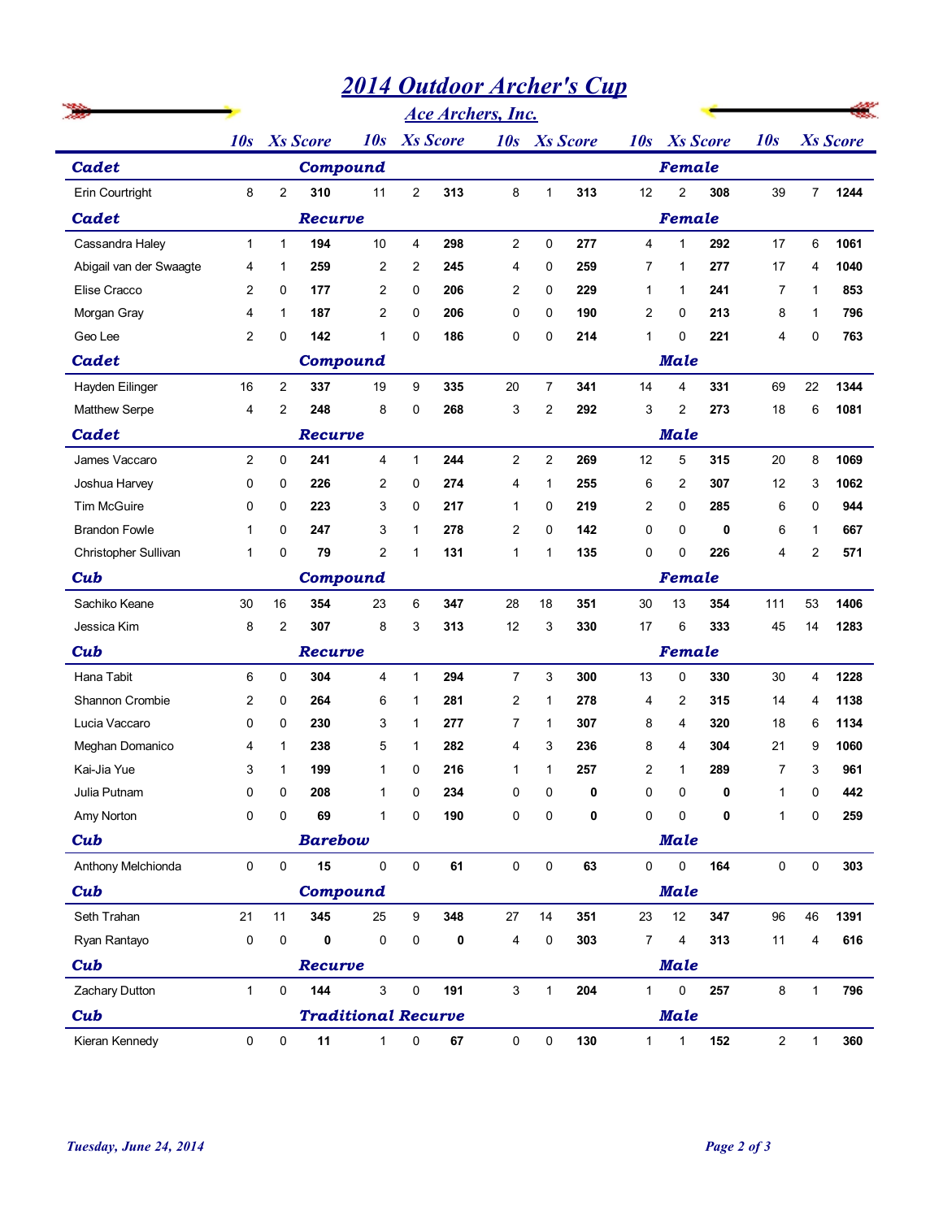# 2014 Outdoor Archer's Cup

## Ace Archers, Inc.

| | 10s | Xs | Score | 10s | Xs | Score | 10s | Xs | Score | 10s | Xs | Score | 10s | Xs | Score |
|---|---|---|---|---|---|---|---|---|---|---|---|---|---|---|---|
| **Cadet — Compound — Female** | | | | | | | | | | | | | | | |
| Erin Courtright | 8 | 2 | **310** | 11 | 2 | **313** | 8 | 1 | **313** | 12 | 2 | **308** | 39 | 7 | **1244** |
| **Cadet — Recurve — Female** | | | | | | | | | | | | | | | |
| Cassandra Haley | 1 | 1 | **194** | 10 | 4 | **298** | 2 | 0 | **277** | 4 | 1 | **292** | 17 | 6 | **1061** |
| Abigail van der Swaagte | 4 | 1 | **259** | 2 | 2 | **245** | 4 | 0 | **259** | 7 | 1 | **277** | 17 | 4 | **1040** |
| Elise Cracco | 2 | 0 | **177** | 2 | 0 | **206** | 2 | 0 | **229** | 1 | 1 | **241** | 7 | 1 | **853** |
| Morgan Gray | 4 | 1 | **187** | 2 | 0 | **206** | 0 | 0 | **190** | 2 | 0 | **213** | 8 | 1 | **796** |
| Geo Lee | 2 | 0 | **142** | 1 | 0 | **186** | 0 | 0 | **214** | 1 | 0 | **221** | 4 | 0 | **763** |
| **Cadet — Compound — Male** | | | | | | | | | | | | | | | |
| Hayden Eilinger | 16 | 2 | **337** | 19 | 9 | **335** | 20 | 7 | **341** | 14 | 4 | **331** | 69 | 22 | **1344** |
| Matthew Serpe | 4 | 2 | **248** | 8 | 0 | **268** | 3 | 2 | **292** | 3 | 2 | **273** | 18 | 6 | **1081** |
| **Cadet — Recurve — Male** | | | | | | | | | | | | | | | |
| James Vaccaro | 2 | 0 | **241** | 4 | 1 | **244** | 2 | 2 | **269** | 12 | 5 | **315** | 20 | 8 | **1069** |
| Joshua Harvey | 0 | 0 | **226** | 2 | 0 | **274** | 4 | 1 | **255** | 6 | 2 | **307** | 12 | 3 | **1062** |
| Tim McGuire | 0 | 0 | **223** | 3 | 0 | **217** | 1 | 0 | **219** | 2 | 0 | **285** | 6 | 0 | **944** |
| Brandon Fowle | 1 | 0 | **247** | 3 | 1 | **278** | 2 | 0 | **142** | 0 | 0 | **0** | 6 | 1 | **667** |
| Christopher Sullivan | 1 | 0 | **79** | 2 | 1 | **131** | 1 | 1 | **135** | 0 | 0 | **226** | 4 | 2 | **571** |
| **Cub — Compound — Female** | | | | | | | | | | | | | | | |
| Sachiko Keane | 30 | 16 | **354** | 23 | 6 | **347** | 28 | 18 | **351** | 30 | 13 | **354** | 111 | 53 | **1406** |
| Jessica Kim | 8 | 2 | **307** | 8 | 3 | **313** | 12 | 3 | **330** | 17 | 6 | **333** | 45 | 14 | **1283** |
| **Cub — Recurve — Female** | | | | | | | | | | | | | | | |
| Hana Tabit | 6 | 0 | **304** | 4 | 1 | **294** | 7 | 3 | **300** | 13 | 0 | **330** | 30 | 4 | **1228** |
| Shannon Crombie | 2 | 0 | **264** | 6 | 1 | **281** | 2 | 1 | **278** | 4 | 2 | **315** | 14 | 4 | **1138** |
| Lucia Vaccaro | 0 | 0 | **230** | 3 | 1 | **277** | 7 | 1 | **307** | 8 | 4 | **320** | 18 | 6 | **1134** |
| Meghan Domanico | 4 | 1 | **238** | 5 | 1 | **282** | 4 | 3 | **236** | 8 | 4 | **304** | 21 | 9 | **1060** |
| Kai-Jia Yue | 3 | 1 | **199** | 1 | 0 | **216** | 1 | 1 | **257** | 2 | 1 | **289** | 7 | 3 | **961** |
| Julia Putnam | 0 | 0 | **208** | 1 | 0 | **234** | 0 | 0 | **0** | 0 | 0 | **0** | 1 | 0 | **442** |
| Amy Norton | 0 | 0 | **69** | 1 | 0 | **190** | 0 | 0 | **0** | 0 | 0 | **0** | 1 | 0 | **259** |
| **Cub — Barebow — Male** | | | | | | | | | | | | | | | |
| Anthony Melchionda | 0 | 0 | **15** | 0 | 0 | **61** | 0 | 0 | **63** | 0 | 0 | **164** | 0 | 0 | **303** |
| **Cub — Compound — Male** | | | | | | | | | | | | | | | |
| Seth Trahan | 21 | 11 | **345** | 25 | 9 | **348** | 27 | 14 | **351** | 23 | 12 | **347** | 96 | 46 | **1391** |
| Ryan Rantayo | 0 | 0 | **0** | 0 | 0 | **0** | 4 | 0 | **303** | 7 | 4 | **313** | 11 | 4 | **616** |
| **Cub — Recurve — Male** | | | | | | | | | | | | | | | |
| Zachary Dutton | 1 | 0 | **144** | 3 | 0 | **191** | 3 | 1 | **204** | 1 | 0 | **257** | 8 | 1 | **796** |
| **Cub — Traditional Recurve — Male** | | | | | | | | | | | | | | | |
| Kieran Kennedy | 0 | 0 | **11** | 1 | 0 | **67** | 0 | 0 | **130** | 1 | 1 | **152** | 2 | 1 | **360** |

*Tuesday, June 24, 2014*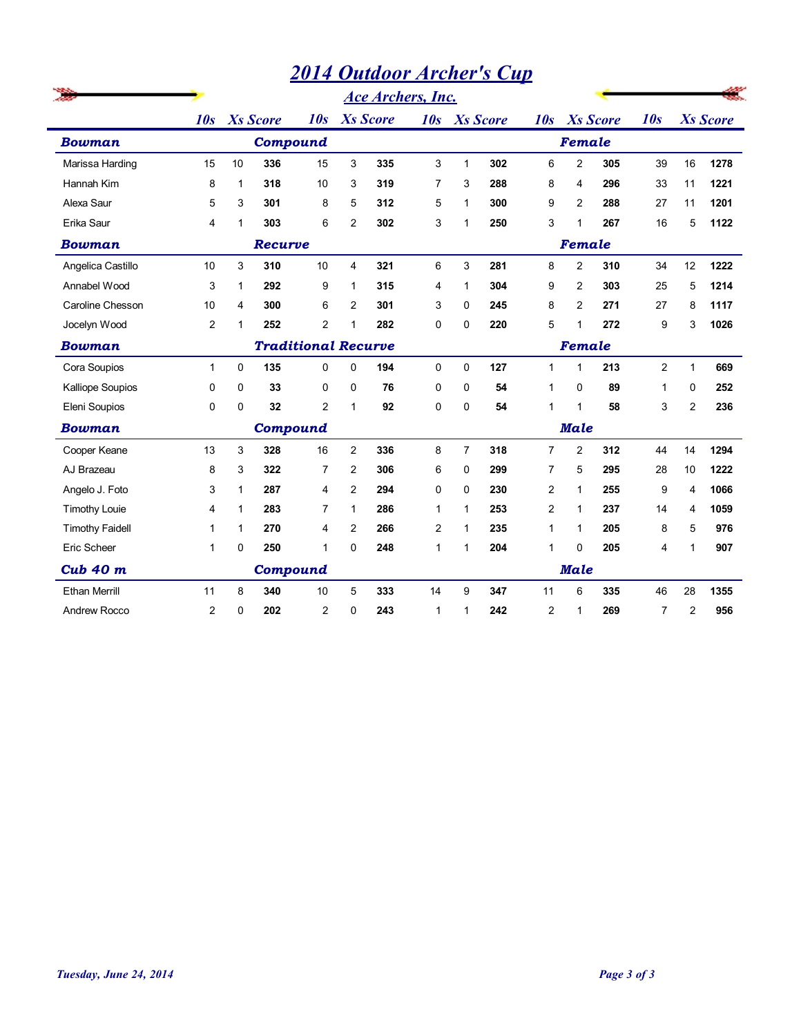# 2014 Outdoor Archer's Cup

## Ace Archers, Inc.

| | 10s | Xs | Score | 10s | Xs | Score | 10s | Xs | Score | 10s | Xs | Score | 10s | Xs | Score |
|---|---|---|---|---|---|---|---|---|---|---|---|---|---|---|---|
| ***Bowman*** | | | ***Compound*** | | | | | | | | ***Female*** | | | | |
| Marissa Harding | 15 | 10 | **336** | 15 | 3 | **335** | 3 | 1 | **302** | 6 | 2 | **305** | 39 | 16 | **1278** |
| Hannah Kim | 8 | 1 | **318** | 10 | 3 | **319** | 7 | 3 | **288** | 8 | 4 | **296** | 33 | 11 | **1221** |
| Alexa Saur | 5 | 3 | **301** | 8 | 5 | **312** | 5 | 1 | **300** | 9 | 2 | **288** | 27 | 11 | **1201** |
| Erika Saur | 4 | 1 | **303** | 6 | 2 | **302** | 3 | 1 | **250** | 3 | 1 | **267** | 16 | 5 | **1122** |
| ***Bowman*** | | | ***Recurve*** | | | | | | | | ***Female*** | | | | |
| Angelica Castillo | 10 | 3 | **310** | 10 | 4 | **321** | 6 | 3 | **281** | 8 | 2 | **310** | 34 | 12 | **1222** |
| Annabel Wood | 3 | 1 | **292** | 9 | 1 | **315** | 4 | 1 | **304** | 9 | 2 | **303** | 25 | 5 | **1214** |
| Caroline Chesson | 10 | 4 | **300** | 6 | 2 | **301** | 3 | 0 | **245** | 8 | 2 | **271** | 27 | 8 | **1117** |
| Jocelyn Wood | 2 | 1 | **252** | 2 | 1 | **282** | 0 | 0 | **220** | 5 | 1 | **272** | 9 | 3 | **1026** |
| ***Bowman*** | | | ***Traditional Recurve*** | | | | | | | | ***Female*** | | | | |
| Cora Soupios | 1 | 0 | **135** | 0 | 0 | **194** | 0 | 0 | **127** | 1 | 1 | **213** | 2 | 1 | **669** |
| Kalliope Soupios | 0 | 0 | **33** | 0 | 0 | **76** | 0 | 0 | **54** | 1 | 0 | **89** | 1 | 0 | **252** |
| Eleni Soupios | 0 | 0 | **32** | 2 | 1 | **92** | 0 | 0 | **54** | 1 | 1 | **58** | 3 | 2 | **236** |
| ***Bowman*** | | | ***Compound*** | | | | | | | | ***Male*** | | | | |
| Cooper Keane | 13 | 3 | **328** | 16 | 2 | **336** | 8 | 7 | **318** | 7 | 2 | **312** | 44 | 14 | **1294** |
| AJ Brazeau | 8 | 3 | **322** | 7 | 2 | **306** | 6 | 0 | **299** | 7 | 5 | **295** | 28 | 10 | **1222** |
| Angelo J. Foto | 3 | 1 | **287** | 4 | 2 | **294** | 0 | 0 | **230** | 2 | 1 | **255** | 9 | 4 | **1066** |
| Timothy Louie | 4 | 1 | **283** | 7 | 1 | **286** | 1 | 1 | **253** | 2 | 1 | **237** | 14 | 4 | **1059** |
| Timothy Faidell | 1 | 1 | **270** | 4 | 2 | **266** | 2 | 1 | **235** | 1 | 1 | **205** | 8 | 5 | **976** |
| Eric Scheer | 1 | 0 | **250** | 1 | 0 | **248** | 1 | 1 | **204** | 1 | 0 | **205** | 4 | 1 | **907** |
| ***Cub 40 m*** | | | ***Compound*** | | | | | | | | ***Male*** | | | | |
| Ethan Merrill | 11 | 8 | **340** | 10 | 5 | **333** | 14 | 9 | **347** | 11 | 6 | **335** | 46 | 28 | **1355** |
| Andrew Rocco | 2 | 0 | **202** | 2 | 0 | **243** | 1 | 1 | **242** | 2 | 1 | **269** | 7 | 2 | **956** |

*Tuesday, June 24, 2014*